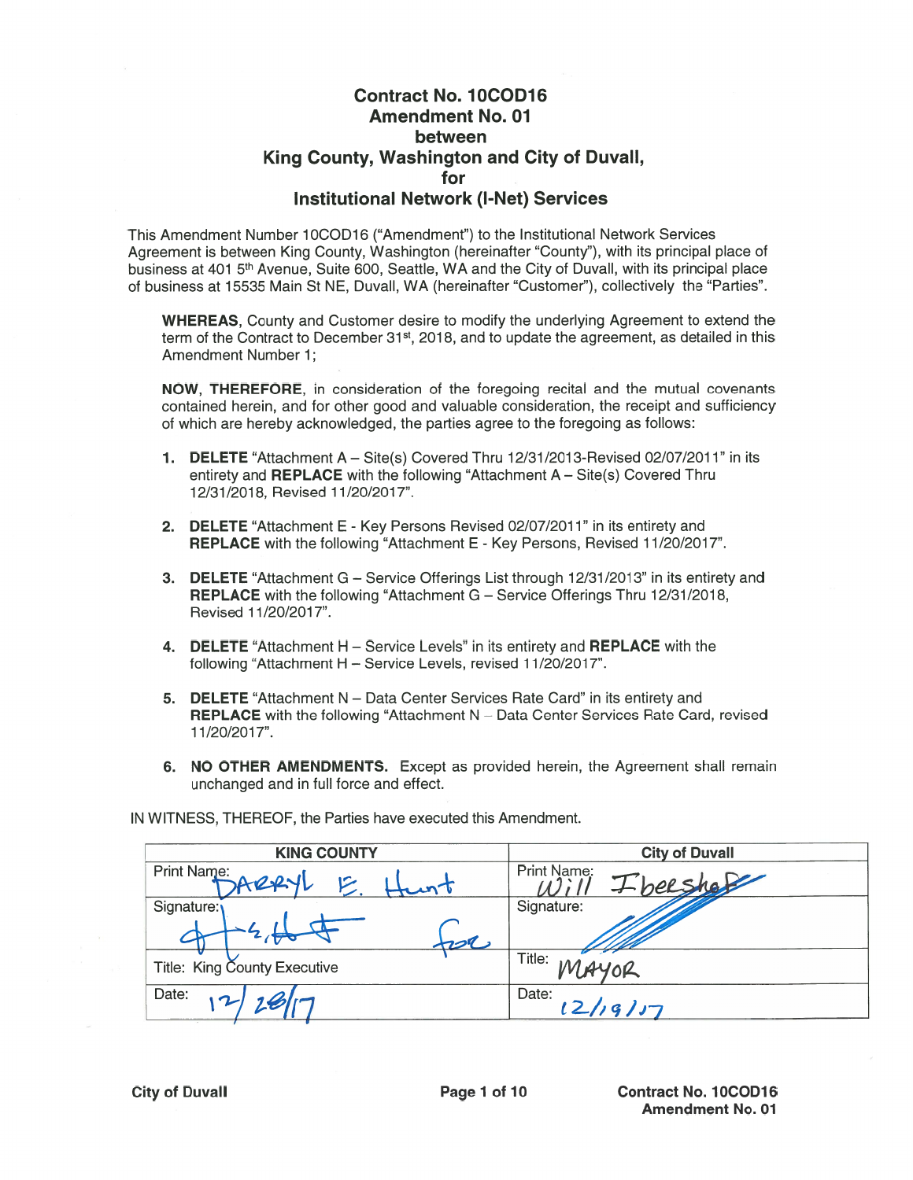# Contract No. 10COD16
## Amendment No. 01
## between
## King County, Washington and City of Duvall,
## for
## Institutional Network (I-Net) Services

This Amendment Number 10COD16 ("Amendment") to the Institutional Network Services Agreement is between King County, Washington (hereinafter "County"), with its principal place of business at 401 5th Avenue, Suite 600, Seattle, WA and the City of Duvall, with its principal place of business at 15535 Main St NE, Duvall, WA (hereinafter "Customer"), collectively the "Parties".

**WHEREAS**, County and Customer desire to modify the underlying Agreement to extend the term of the Contract to December 31st, 2018, and to update the agreement, as detailed in this Amendment Number 1;

**NOW, THEREFORE**, in consideration of the foregoing recital and the mutual covenants contained herein, and for other good and valuable consideration, the receipt and sufficiency of which are hereby acknowledged, the parties agree to the foregoing as follows:

1. **DELETE** "Attachment A – Site(s) Covered Thru 12/31/2013-Revised 02/07/2011" in its entirety and **REPLACE** with the following "Attachment A – Site(s) Covered Thru 12/31/2018, Revised 11/20/2017".
2. **DELETE** "Attachment E - Key Persons Revised 02/07/2011" in its entirety and **REPLACE** with the following "Attachment E - Key Persons, Revised 11/20/2017".
3. **DELETE** "Attachment G – Service Offerings List through 12/31/2013" in its entirety and **REPLACE** with the following "Attachment G – Service Offerings Thru 12/31/2018, Revised 11/20/2017".
4. **DELETE** "Attachment H – Service Levels" in its entirety and **REPLACE** with the following "Attachment H – Service Levels, revised 11/20/2017".
5. **DELETE** "Attachment N – Data Center Services Rate Card" in its entirety and **REPLACE** with the following "Attachment N – Data Center Services Rate Card, revised 11/20/2017".
6. **NO OTHER AMENDMENTS.** Except as provided herein, the Agreement shall remain unchanged and in full force and effect.

IN WITNESS, THEREOF, the Parties have executed this Amendment.

| KING COUNTY | City of Duvall |
|---|---|
| Print Name: DARRYL E. Hunt | Print Name: Will Ibershof |
| Signature: [signature] for | Signature: [signature] |
| Title: King County Executive | Title: MAYOR |
| Date: 12/28/17 | Date: 12/19/17 |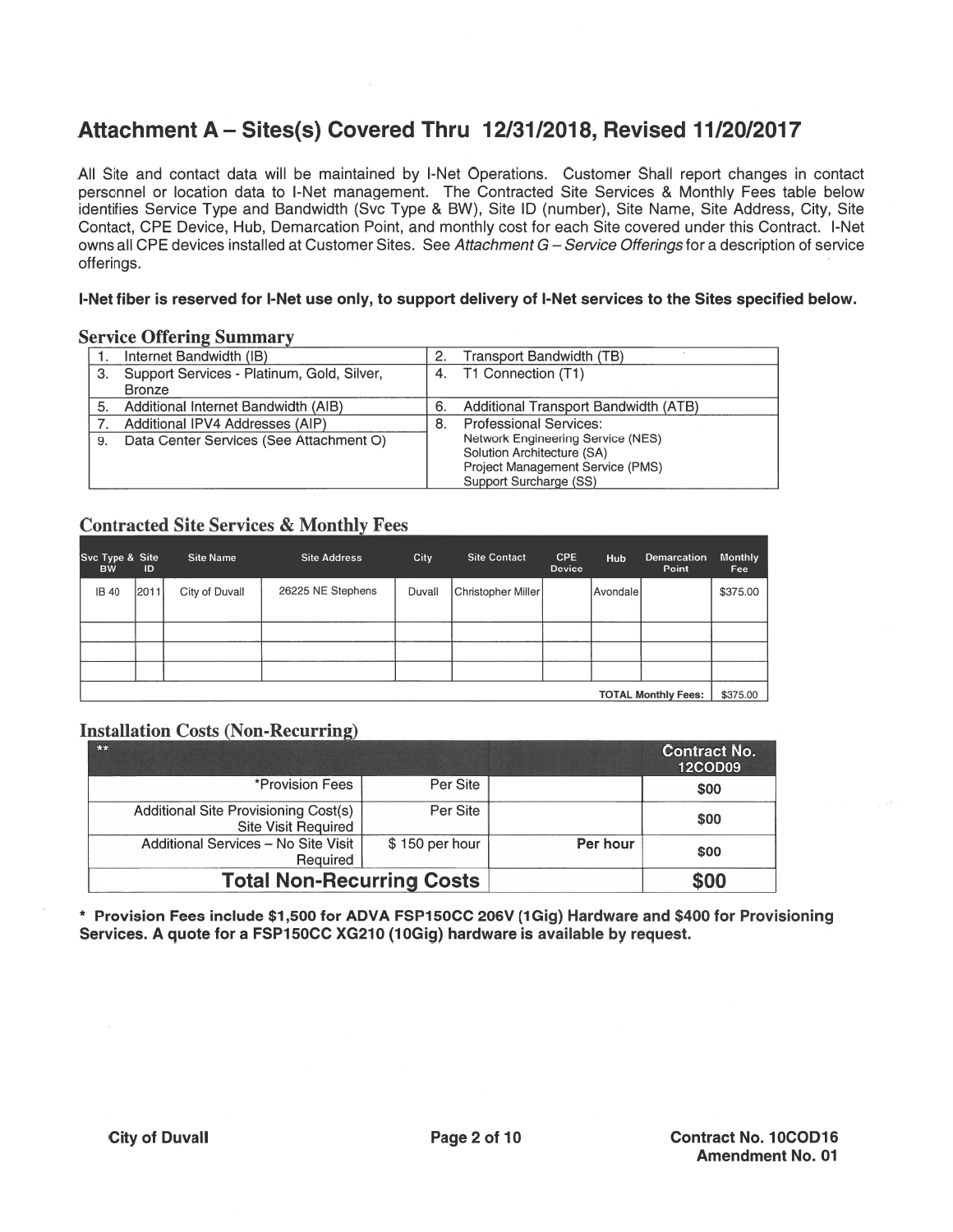# Attachment A – Sites(s) Covered Thru 12/31/2018, Revised 11/20/2017

All Site and contact data will be maintained by I-Net Operations. Customer Shall report changes in contact personnel or location data to I-Net management. The Contracted Site Services & Monthly Fees table below identifies Service Type and Bandwidth (Svc Type & BW), Site ID (number), Site Name, Site Address, City, Site Contact, CPE Device, Hub, Demarcation Point, and monthly cost for each Site covered under this Contract. I-Net owns all CPE devices installed at Customer Sites. See *Attachment G – Service Offerings* for a description of service offerings.

**I-Net fiber is reserved for I-Net use only, to support delivery of I-Net services to the Sites specified below.**

## Service Offering Summary

| | |
|---|---|
| 1. Internet Bandwidth (IB) | 2. Transport Bandwidth (TB) |
| 3. Support Services - Platinum, Gold, Silver, Bronze | 4. T1 Connection (T1) |
| 5. Additional Internet Bandwidth (AIB) | 6. Additional Transport Bandwidth (ATB) |
| 7. Additional IPV4 Addresses (AIP)<br>9. Data Center Services (See Attachment O) | 8. Professional Services:<br>Network Engineering Service (NES)<br>Solution Architecture (SA)<br>Project Management Service (PMS)<br>Support Surcharge (SS) |

## Contracted Site Services & Monthly Fees

| Svc Type & BW | Site ID | Site Name | Site Address | City | Site Contact | CPE Device | Hub | Demarcation Point | Monthly Fee |
|---|---|---|---|---|---|---|---|---|---|
| IB 40 | 2011 | City of Duvall | 26225 NE Stephens | Duvall | Christopher Miller | | Avondale | | $375.00 |
| | | | | | | | | | |
| | | | | | | | | | |
| | | | | | | | | | |
| | | | | | | | | **TOTAL Monthly Fees:** | $375.00 |

## Installation Costs (Non-Recurring)

| ** | | | Contract No. 12COD09 |
|---|---|---|---|
| *Provision Fees | Per Site | | $00 |
| Additional Site Provisioning Cost(s) Site Visit Required | Per Site | | $00 |
| Additional Services – No Site Visit Required | $ 150 per hour | Per hour | $00 |
| **Total Non-Recurring Costs** | | | **$00** |

**\* Provision Fees include $1,500 for ADVA FSP150CC 206V (1Gig) Hardware and $400 for Provisioning Services. A quote for a FSP150CC XG210 (10Gig) hardware is available by request.**

**City of Duvall** | **Contract No. 10COD16 Amendment No. 01**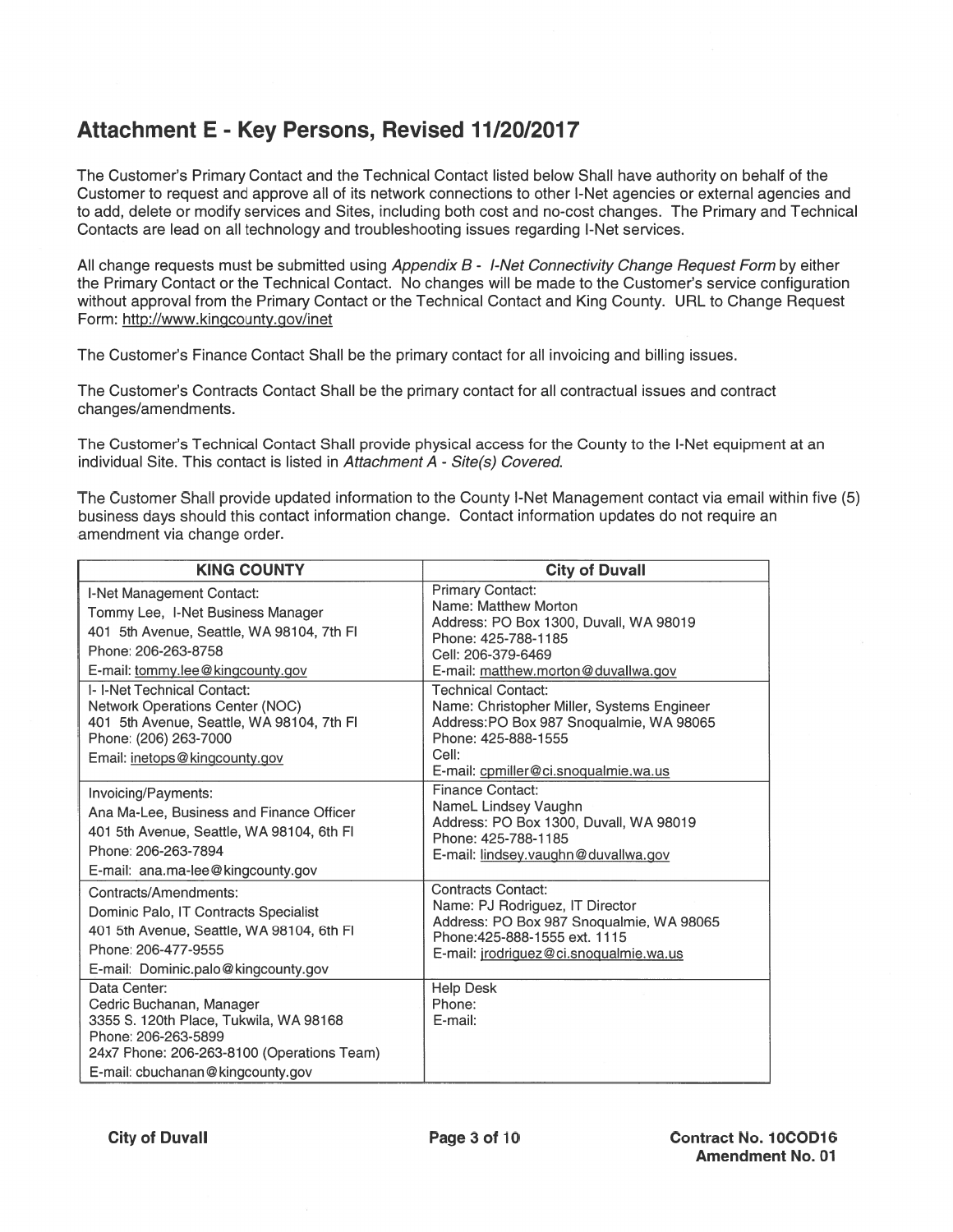# Attachment E - Key Persons, Revised 11/20/2017

The Customer's Primary Contact and the Technical Contact listed below Shall have authority on behalf of the Customer to request and approve all of its network connections to other I-Net agencies or external agencies and to add, delete or modify services and Sites, including both cost and no-cost changes. The Primary and Technical Contacts are lead on all technology and troubleshooting issues regarding I-Net services.

All change requests must be submitted using *Appendix B - I-Net Connectivity Change Request Form* by either the Primary Contact or the Technical Contact. No changes will be made to the Customer's service configuration without approval from the Primary Contact or the Technical Contact and King County. URL to Change Request Form: http://www.kingcounty.gov/inet

The Customer's Finance Contact Shall be the primary contact for all invoicing and billing issues.

The Customer's Contracts Contact Shall be the primary contact for all contractual issues and contract changes/amendments.

The Customer's Technical Contact Shall provide physical access for the County to the I-Net equipment at an individual Site. This contact is listed in *Attachment A - Site(s) Covered*.

The Customer Shall provide updated information to the County I-Net Management contact via email within five (5) business days should this contact information change. Contact information updates do not require an amendment via change order.

| KING COUNTY | City of Duvall |
|---|---|
| I-Net Management Contact:<br>Tommy Lee, I-Net Business Manager<br>401 5th Avenue, Seattle, WA 98104, 7th Fl<br>Phone: 206-263-8758<br>E-mail: tommy.lee@kingcounty.gov | Primary Contact:<br>Name: Matthew Morton<br>Address: PO Box 1300, Duvall, WA 98019<br>Phone: 425-788-1185<br>Cell: 206-379-6469<br>E-mail: matthew.morton@duvallwa.gov |
| I- I-Net Technical Contact:<br>Network Operations Center (NOC)<br>401 5th Avenue, Seattle, WA 98104, 7th Fl<br>Phone: (206) 263-7000<br>Email: inetops@kingcounty.gov | Technical Contact:<br>Name: Christopher Miller, Systems Engineer<br>Address:PO Box 987 Snoqualmie, WA 98065<br>Phone: 425-888-1555<br>Cell:<br>E-mail: cpmiller@ci.snoqualmie.wa.us |
| Invoicing/Payments:<br>Ana Ma-Lee, Business and Finance Officer<br>401 5th Avenue, Seattle, WA 98104, 6th Fl<br>Phone: 206-263-7894<br>E-mail: ana.ma-lee@kingcounty.gov | Finance Contact:<br>NameL Lindsey Vaughn<br>Address: PO Box 1300, Duvall, WA 98019<br>Phone: 425-788-1185<br>E-mail: lindsey.vaughn@duvallwa.gov |
| Contracts/Amendments:<br>Dominic Palo, IT Contracts Specialist<br>401 5th Avenue, Seattle, WA 98104, 6th Fl<br>Phone: 206-477-9555<br>E-mail: Dominic.palo@kingcounty.gov | Contracts Contact:<br>Name: PJ Rodriguez, IT Director<br>Address: PO Box 987 Snoqualmie, WA 98065<br>Phone:425-888-1555 ext. 1115<br>E-mail: jrodriguez@ci.snoqualmie.wa.us |
| Data Center:<br>Cedric Buchanan, Manager<br>3355 S. 120th Place, Tukwila, WA 98168<br>Phone: 206-263-5899<br>24x7 Phone: 206-263-8100 (Operations Team)<br>E-mail: cbuchanan@kingcounty.gov | Help Desk<br>Phone:<br>E-mail: |

**City of Duvall** **Contract No. 10COD16**
**Amendment No. 01**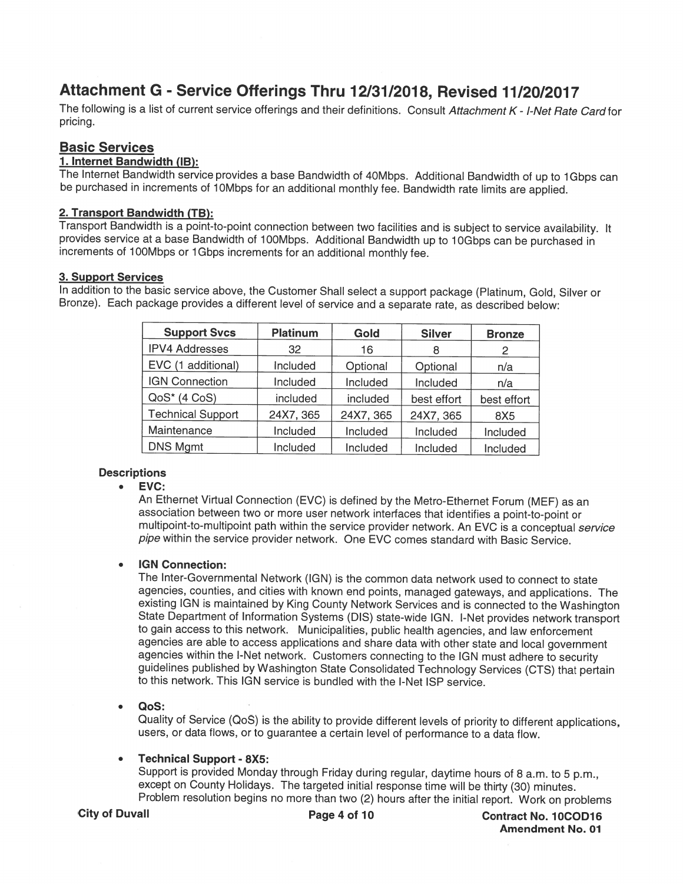# Attachment G - Service Offerings Thru 12/31/2018, Revised 11/20/2017

The following is a list of current service offerings and their definitions. Consult *Attachment K - I-Net Rate Card* for pricing.

## Basic Services

### 1. Internet Bandwidth (IB):

The Internet Bandwidth service provides a base Bandwidth of 40Mbps. Additional Bandwidth of up to 1Gbps can be purchased in increments of 10Mbps for an additional monthly fee. Bandwidth rate limits are applied.

### 2. Transport Bandwidth (TB):

Transport Bandwidth is a point-to-point connection between two facilities and is subject to service availability. It provides service at a base Bandwidth of 100Mbps. Additional Bandwidth up to 10Gbps can be purchased in increments of 100Mbps or 1Gbps increments for an additional monthly fee.

### 3. Support Services

In addition to the basic service above, the Customer Shall select a support package (Platinum, Gold, Silver or Bronze). Each package provides a different level of service and a separate rate, as described below:

| Support Svcs | Platinum | Gold | Silver | Bronze |
|---|---|---|---|---|
| IPV4 Addresses | 32 | 16 | 8 | 2 |
| EVC (1 additional) | Included | Optional | Optional | n/a |
| IGN Connection | Included | Included | Included | n/a |
| QoS* (4 CoS) | included | included | best effort | best effort |
| Technical Support | 24X7, 365 | 24X7, 365 | 24X7, 365 | 8X5 |
| Maintenance | Included | Included | Included | Included |
| DNS Mgmt | Included | Included | Included | Included |

**Descriptions**

- **EVC:**
  An Ethernet Virtual Connection (EVC) is defined by the Metro-Ethernet Forum (MEF) as an association between two or more user network interfaces that identifies a point-to-point or multipoint-to-multipoint path within the service provider network. An EVC is a conceptual *service pipe* within the service provider network. One EVC comes standard with Basic Service.

- **IGN Connection:**
  The Inter-Governmental Network (IGN) is the common data network used to connect to state agencies, counties, and cities with known end points, managed gateways, and applications. The existing IGN is maintained by King County Network Services and is connected to the Washington State Department of Information Systems (DIS) state-wide IGN. I-Net provides network transport to gain access to this network. Municipalities, public health agencies, and law enforcement agencies are able to access applications and share data with other state and local government agencies within the I-Net network. Customers connecting to the IGN must adhere to security guidelines published by Washington State Consolidated Technology Services (CTS) that pertain to this network. This IGN service is bundled with the I-Net ISP service.

- **QoS:**
  Quality of Service (QoS) is the ability to provide different levels of priority to different applications, users, or data flows, or to guarantee a certain level of performance to a data flow.

- **Technical Support - 8X5:**
  Support is provided Monday through Friday during regular, daytime hours of 8 a.m. to 5 p.m., except on County Holidays. The targeted initial response time will be thirty (30) minutes. Problem resolution begins no more than two (2) hours after the initial report. Work on problems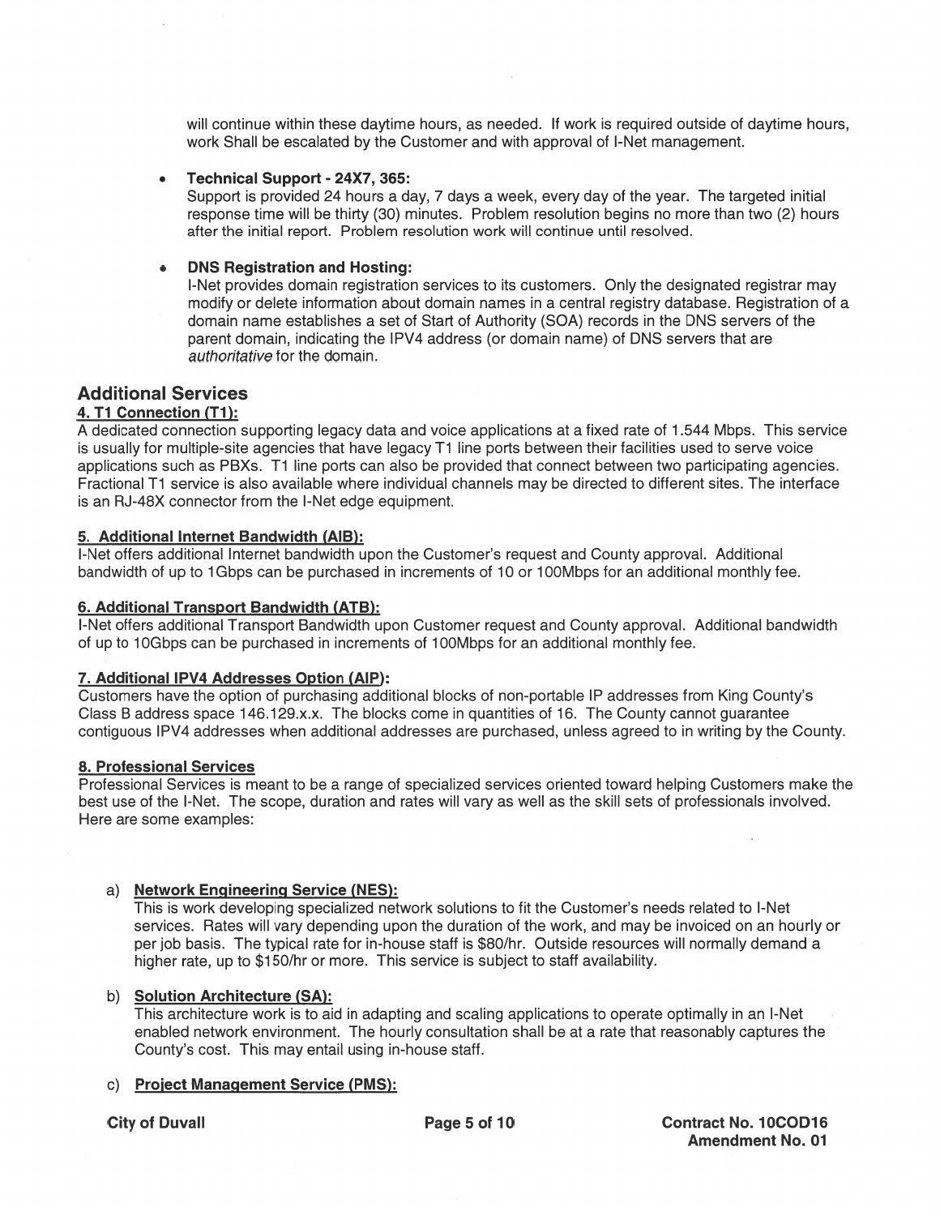will continue within these daytime hours, as needed. If work is required outside of daytime hours, work Shall be escalated by the Customer and with approval of I-Net management.

- **Technical Support - 24X7, 365:**
  Support is provided 24 hours a day, 7 days a week, every day of the year. The targeted initial response time will be thirty (30) minutes. Problem resolution begins no more than two (2) hours after the initial report. Problem resolution work will continue until resolved.

- **DNS Registration and Hosting:**
  I-Net provides domain registration services to its customers. Only the designated registrar may modify or delete information about domain names in a central registry database. Registration of a domain name establishes a set of Start of Authority (SOA) records in the DNS servers of the parent domain, indicating the IPV4 address (or domain name) of DNS servers that are *authoritative* for the domain.

## Additional Services

### 4. T1 Connection (T1):

A dedicated connection supporting legacy data and voice applications at a fixed rate of 1.544 Mbps. This service is usually for multiple-site agencies that have legacy T1 line ports between their facilities used to serve voice applications such as PBXs. T1 line ports can also be provided that connect between two participating agencies. Fractional T1 service is also available where individual channels may be directed to different sites. The interface is an RJ-48X connector from the I-Net edge equipment.

### 5. Additional Internet Bandwidth (AIB):

I-Net offers additional Internet bandwidth upon the Customer's request and County approval. Additional bandwidth of up to 1Gbps can be purchased in increments of 10 or 100Mbps for an additional monthly fee.

### 6. Additional Transport Bandwidth (ATB):

I-Net offers additional Transport Bandwidth upon Customer request and County approval. Additional bandwidth of up to 10Gbps can be purchased in increments of 100Mbps for an additional monthly fee.

### 7. Additional IPV4 Addresses Option (AIP):

Customers have the option of purchasing additional blocks of non-portable IP addresses from King County's Class B address space 146.129.x.x. The blocks come in quantities of 16. The County cannot guarantee contiguous IPV4 addresses when additional addresses are purchased, unless agreed to in writing by the County.

### 8. Professional Services

Professional Services is meant to be a range of specialized services oriented toward helping Customers make the best use of the I-Net. The scope, duration and rates will vary as well as the skill sets of professionals involved. Here are some examples:

a) **Network Engineering Service (NES):**
   This is work developing specialized network solutions to fit the Customer's needs related to I-Net services. Rates will vary depending upon the duration of the work, and may be invoiced on an hourly or per job basis. The typical rate for in-house staff is $80/hr. Outside resources will normally demand a higher rate, up to $150/hr or more. This service is subject to staff availability.

b) **Solution Architecture (SA):**
   This architecture work is to aid in adapting and scaling applications to operate optimally in an I-Net enabled network environment. The hourly consultation shall be at a rate that reasonably captures the County's cost. This may entail using in-house staff.

c) **Project Management Service (PMS):**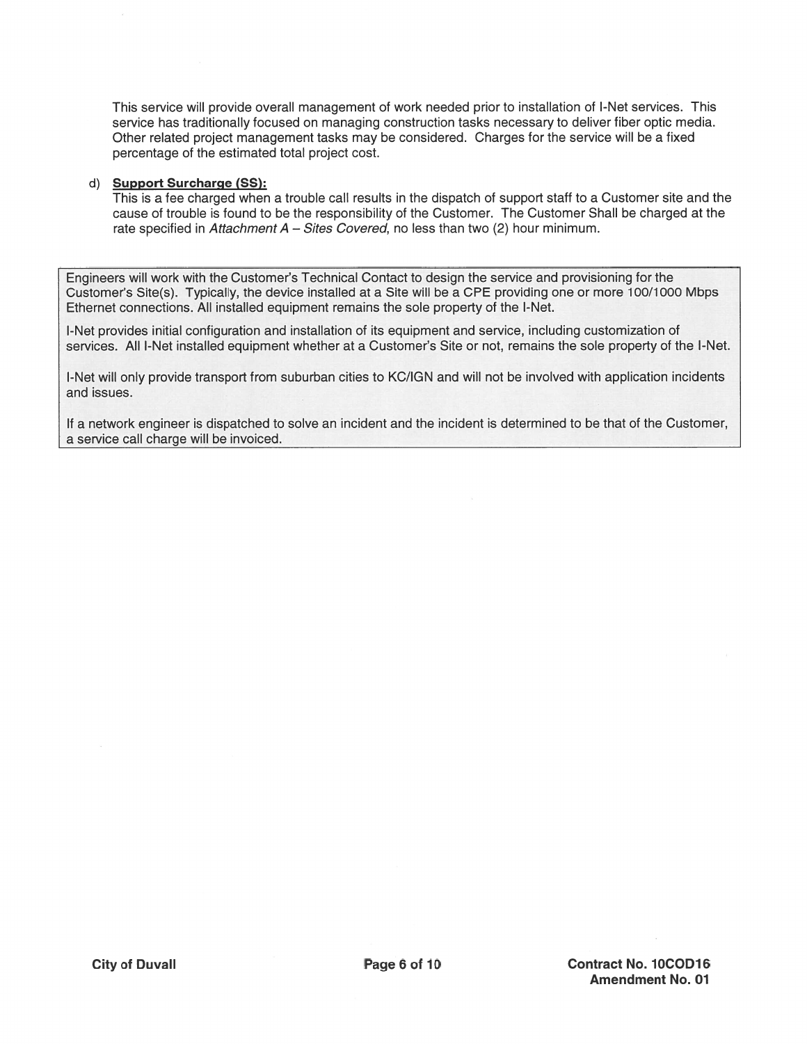This service will provide overall management of work needed prior to installation of I-Net services. This service has traditionally focused on managing construction tasks necessary to deliver fiber optic media. Other related project management tasks may be considered. Charges for the service will be a fixed percentage of the estimated total project cost.

d) **Support Surcharge (SS):**
This is a fee charged when a trouble call results in the dispatch of support staff to a Customer site and the cause of trouble is found to be the responsibility of the Customer. The Customer Shall be charged at the rate specified in *Attachment A – Sites Covered*, no less than two (2) hour minimum.

Engineers will work with the Customer's Technical Contact to design the service and provisioning for the Customer's Site(s). Typically, the device installed at a Site will be a CPE providing one or more 100/1000 Mbps Ethernet connections. All installed equipment remains the sole property of the I-Net.

I-Net provides initial configuration and installation of its equipment and service, including customization of services. All I-Net installed equipment whether at a Customer's Site or not, remains the sole property of the I-Net.

I-Net will only provide transport from suburban cities to KC/IGN and will not be involved with application incidents and issues.

If a network engineer is dispatched to solve an incident and the incident is determined to be that of the Customer, a service call charge will be invoiced.

City of Duvall

Contract No. 10COD16
Amendment No. 01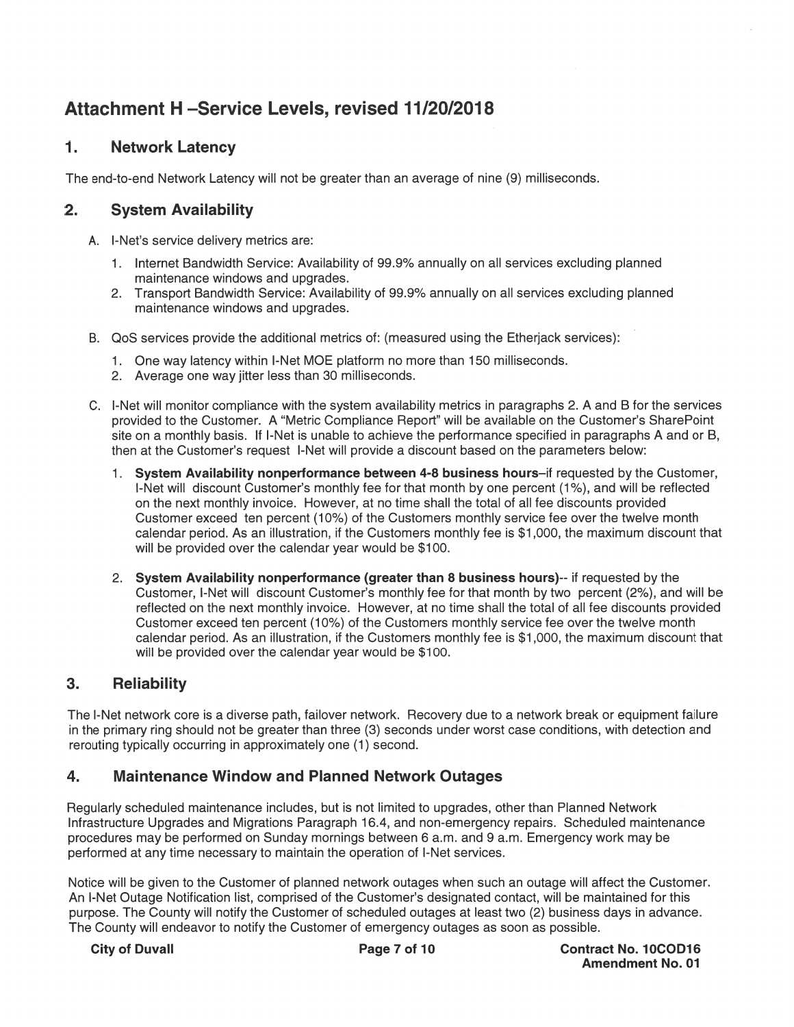# Attachment H –Service Levels, revised 11/20/2018

## 1. Network Latency

The end-to-end Network Latency will not be greater than an average of nine (9) milliseconds.

## 2. System Availability

A. I-Net's service delivery metrics are:

1. Internet Bandwidth Service: Availability of 99.9% annually on all services excluding planned maintenance windows and upgrades.
2. Transport Bandwidth Service: Availability of 99.9% annually on all services excluding planned maintenance windows and upgrades.

B. QoS services provide the additional metrics of: (measured using the Etherjack services):

1. One way latency within I-Net MOE platform no more than 150 milliseconds.
2. Average one way jitter less than 30 milliseconds.

C. I-Net will monitor compliance with the system availability metrics in paragraphs 2. A and B for the services provided to the Customer. A "Metric Compliance Report" will be available on the Customer's SharePoint site on a monthly basis. If I-Net is unable to achieve the performance specified in paragraphs A and or B, then at the Customer's request I-Net will provide a discount based on the parameters below:

1. **System Availability nonperformance between 4-8 business hours**–if requested by the Customer, I-Net will discount Customer's monthly fee for that month by one percent (1%), and will be reflected on the next monthly invoice. However, at no time shall the total of all fee discounts provided Customer exceed ten percent (10%) of the Customers monthly service fee over the twelve month calendar period. As an illustration, if the Customers monthly fee is $1,000, the maximum discount that will be provided over the calendar year would be $100.

2. **System Availability nonperformance (greater than 8 business hours)**-- if requested by the Customer, I-Net will discount Customer's monthly fee for that month by two percent (2%), and will be reflected on the next monthly invoice. However, at no time shall the total of all fee discounts provided Customer exceed ten percent (10%) of the Customers monthly service fee over the twelve month calendar period. As an illustration, if the Customers monthly fee is $1,000, the maximum discount that will be provided over the calendar year would be $100.

## 3. Reliability

The I-Net network core is a diverse path, failover network. Recovery due to a network break or equipment failure in the primary ring should not be greater than three (3) seconds under worst case conditions, with detection and rerouting typically occurring in approximately one (1) second.

## 4. Maintenance Window and Planned Network Outages

Regularly scheduled maintenance includes, but is not limited to upgrades, other than Planned Network Infrastructure Upgrades and Migrations Paragraph 16.4, and non-emergency repairs. Scheduled maintenance procedures may be performed on Sunday mornings between 6 a.m. and 9 a.m. Emergency work may be performed at any time necessary to maintain the operation of I-Net services.

Notice will be given to the Customer of planned network outages when such an outage will affect the Customer. An I-Net Outage Notification list, comprised of the Customer's designated contact, will be maintained for this purpose. The County will notify the Customer of scheduled outages at least two (2) business days in advance. The County will endeavor to notify the Customer of emergency outages as soon as possible.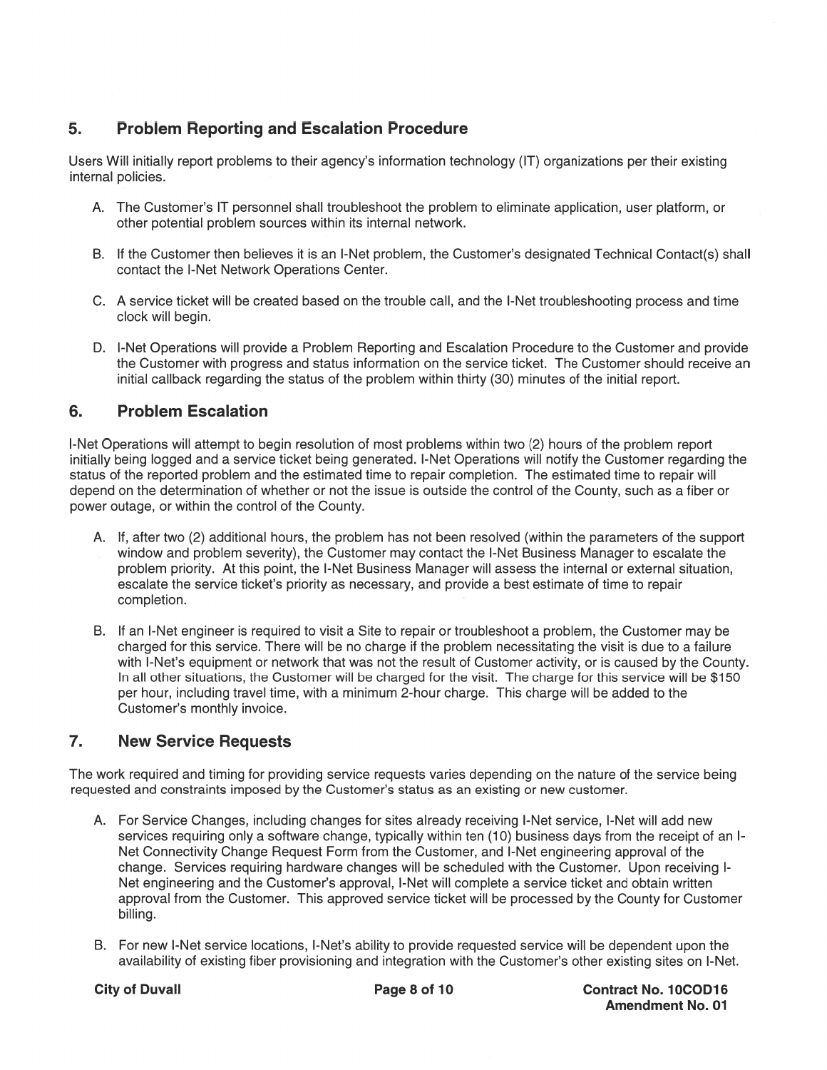## 5. Problem Reporting and Escalation Procedure

Users Will initially report problems to their agency's information technology (IT) organizations per their existing internal policies.

A. The Customer's IT personnel shall troubleshoot the problem to eliminate application, user platform, or other potential problem sources within its internal network.

B. If the Customer then believes it is an I-Net problem, the Customer's designated Technical Contact(s) shall contact the I-Net Network Operations Center.

C. A service ticket will be created based on the trouble call, and the I-Net troubleshooting process and time clock will begin.

D. I-Net Operations will provide a Problem Reporting and Escalation Procedure to the Customer and provide the Customer with progress and status information on the service ticket. The Customer should receive an initial callback regarding the status of the problem within thirty (30) minutes of the initial report.

## 6. Problem Escalation

I-Net Operations will attempt to begin resolution of most problems within two (2) hours of the problem report initially being logged and a service ticket being generated. I-Net Operations will notify the Customer regarding the status of the reported problem and the estimated time to repair completion. The estimated time to repair will depend on the determination of whether or not the issue is outside the control of the County, such as a fiber or power outage, or within the control of the County.

A. If, after two (2) additional hours, the problem has not been resolved (within the parameters of the support window and problem severity), the Customer may contact the I-Net Business Manager to escalate the problem priority. At this point, the I-Net Business Manager will assess the internal or external situation, escalate the service ticket's priority as necessary, and provide a best estimate of time to repair completion.

B. If an I-Net engineer is required to visit a Site to repair or troubleshoot a problem, the Customer may be charged for this service. There will be no charge if the problem necessitating the visit is due to a failure with I-Net's equipment or network that was not the result of Customer activity, or is caused by the County. In all other situations, the Customer will be charged for the visit. The charge for this service will be $150 per hour, including travel time, with a minimum 2-hour charge. This charge will be added to the Customer's monthly invoice.

## 7. New Service Requests

The work required and timing for providing service requests varies depending on the nature of the service being requested and constraints imposed by the Customer's status as an existing or new customer.

A. For Service Changes, including changes for sites already receiving I-Net service, I-Net will add new services requiring only a software change, typically within ten (10) business days from the receipt of an I-Net Connectivity Change Request Form from the Customer, and I-Net engineering approval of the change. Services requiring hardware changes will be scheduled with the Customer. Upon receiving I-Net engineering and the Customer's approval, I-Net will complete a service ticket and obtain written approval from the Customer. This approved service ticket will be processed by the County for Customer billing.

B. For new I-Net service locations, I-Net's ability to provide requested service will be dependent upon the availability of existing fiber provisioning and integration with the Customer's other existing sites on I-Net.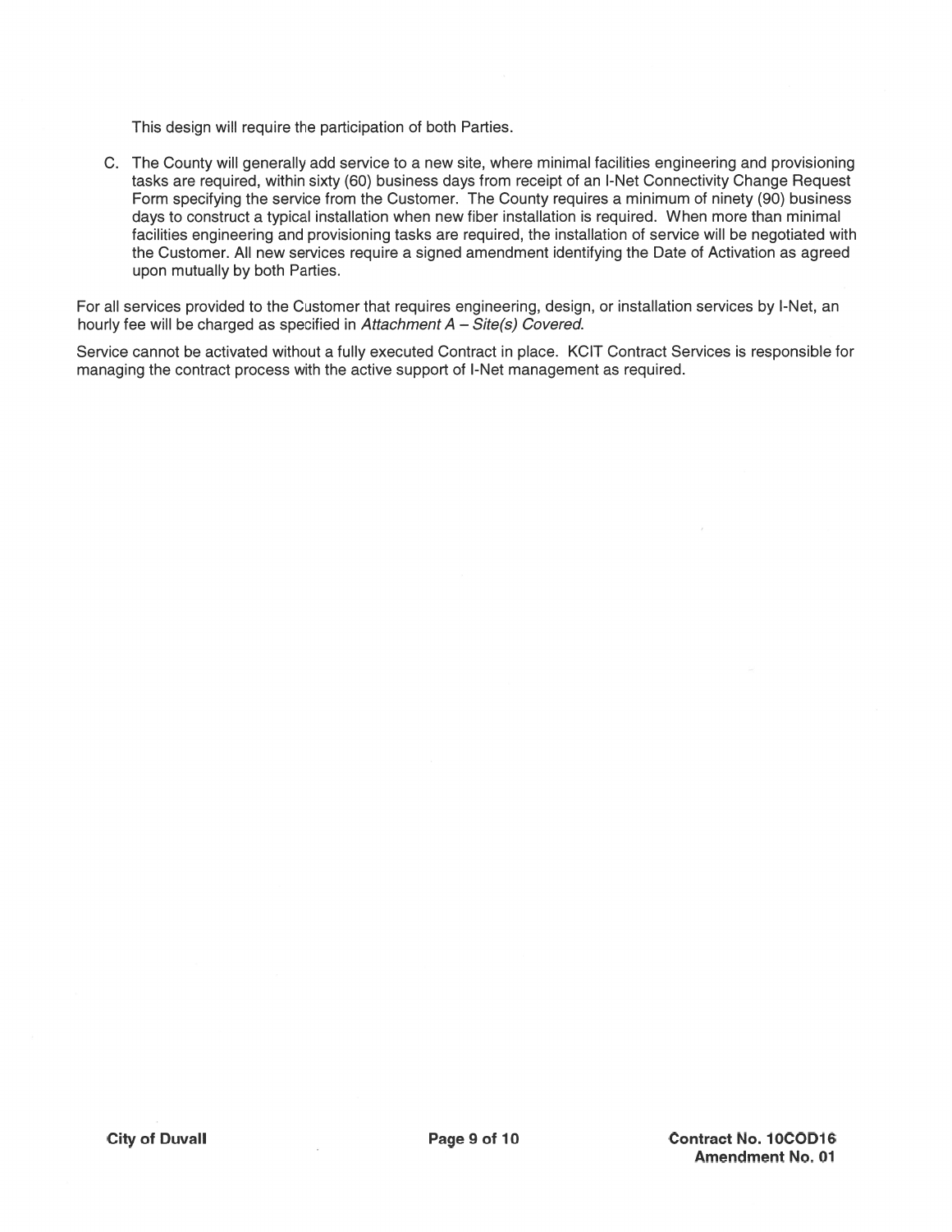This design will require the participation of both Parties.

C. The County will generally add service to a new site, where minimal facilities engineering and provisioning tasks are required, within sixty (60) business days from receipt of an I-Net Connectivity Change Request Form specifying the service from the Customer. The County requires a minimum of ninety (90) business days to construct a typical installation when new fiber installation is required. When more than minimal facilities engineering and provisioning tasks are required, the installation of service will be negotiated with the Customer. All new services require a signed amendment identifying the Date of Activation as agreed upon mutually by both Parties.

For all services provided to the Customer that requires engineering, design, or installation services by I-Net, an hourly fee will be charged as specified in *Attachment A – Site(s) Covered*.

Service cannot be activated without a fully executed Contract in place. KCIT Contract Services is responsible for managing the contract process with the active support of I-Net management as required.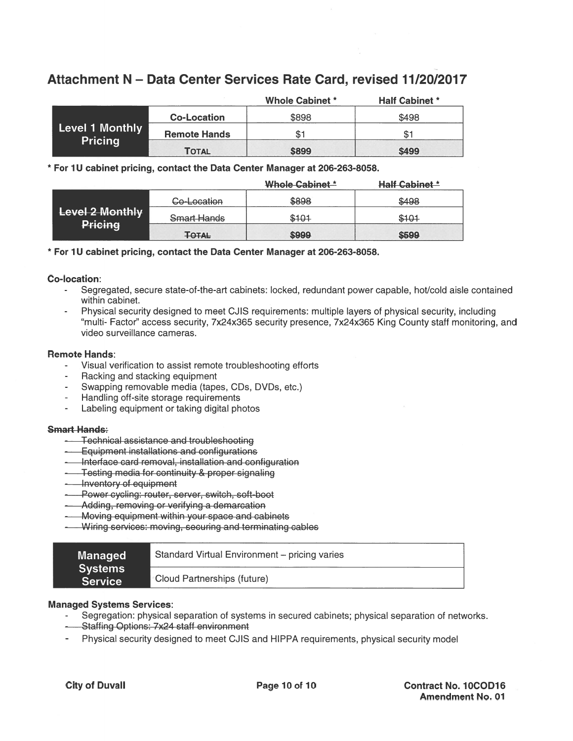## Attachment N – Data Center Services Rate Card, revised 11/20/2017

| | | Whole Cabinet * | Half Cabinet * |
|---|---|---|---|
| Level 1 Monthly Pricing | Co-Location | $898 | $498 |
| | Remote Hands | $1 | $1 |
| | TOTAL | $899 | $499 |

**\* For 1U cabinet pricing, contact the Data Center Manager at 206-263-8058.**

| | | ~~Whole Cabinet *~~ | ~~Half Cabinet *~~ |
|---|---|---|---|
| ~~Level 2 Monthly Pricing~~ | ~~Co-Location~~ | ~~$898~~ | ~~$498~~ |
| | ~~Smart Hands~~ | ~~$101~~ | ~~$101~~ |
| | ~~TOTAL~~ | ~~$999~~ | ~~$599~~ |

**\* For 1U cabinet pricing, contact the Data Center Manager at 206-263-8058.**

**Co-location**:

- Segregated, secure state-of-the-art cabinets: locked, redundant power capable, hot/cold aisle contained within cabinet.
- Physical security designed to meet CJIS requirements: multiple layers of physical security, including "multi- Factor" access security, 7x24x365 security presence, 7x24x365 King County staff monitoring, and video surveillance cameras.

**Remote Hands**:

- Visual verification to assist remote troubleshooting efforts
- Racking and stacking equipment
- Swapping removable media (tapes, CDs, DVDs, etc.)
- Handling off-site storage requirements
- Labeling equipment or taking digital photos

~~**Smart Hands:**~~

- ~~Technical assistance and troubleshooting~~
- ~~Equipment installations and configurations~~
- ~~Interface card removal, installation and configuration~~
- ~~Testing media for continuity & proper signaling~~
- ~~Inventory of equipment~~
- ~~Power cycling: router, server, switch, soft-boot~~
- ~~Adding, removing or verifying a demarcation~~
- ~~Moving equipment within your space and cabinets~~
- ~~Wiring services: moving, securing and terminating cables~~

| | |
|---|---|
| Managed Systems Service | Standard Virtual Environment – pricing varies |
| | Cloud Partnerships (future) |

**Managed Systems Services**:

- Segregation: physical separation of systems in secured cabinets; physical separation of networks.
- ~~Staffing Options: 7x24 staff environment~~
- Physical security designed to meet CJIS and HIPPA requirements, physical security model

City of Duvall | Contract No. 10COD16 Amendment No. 01